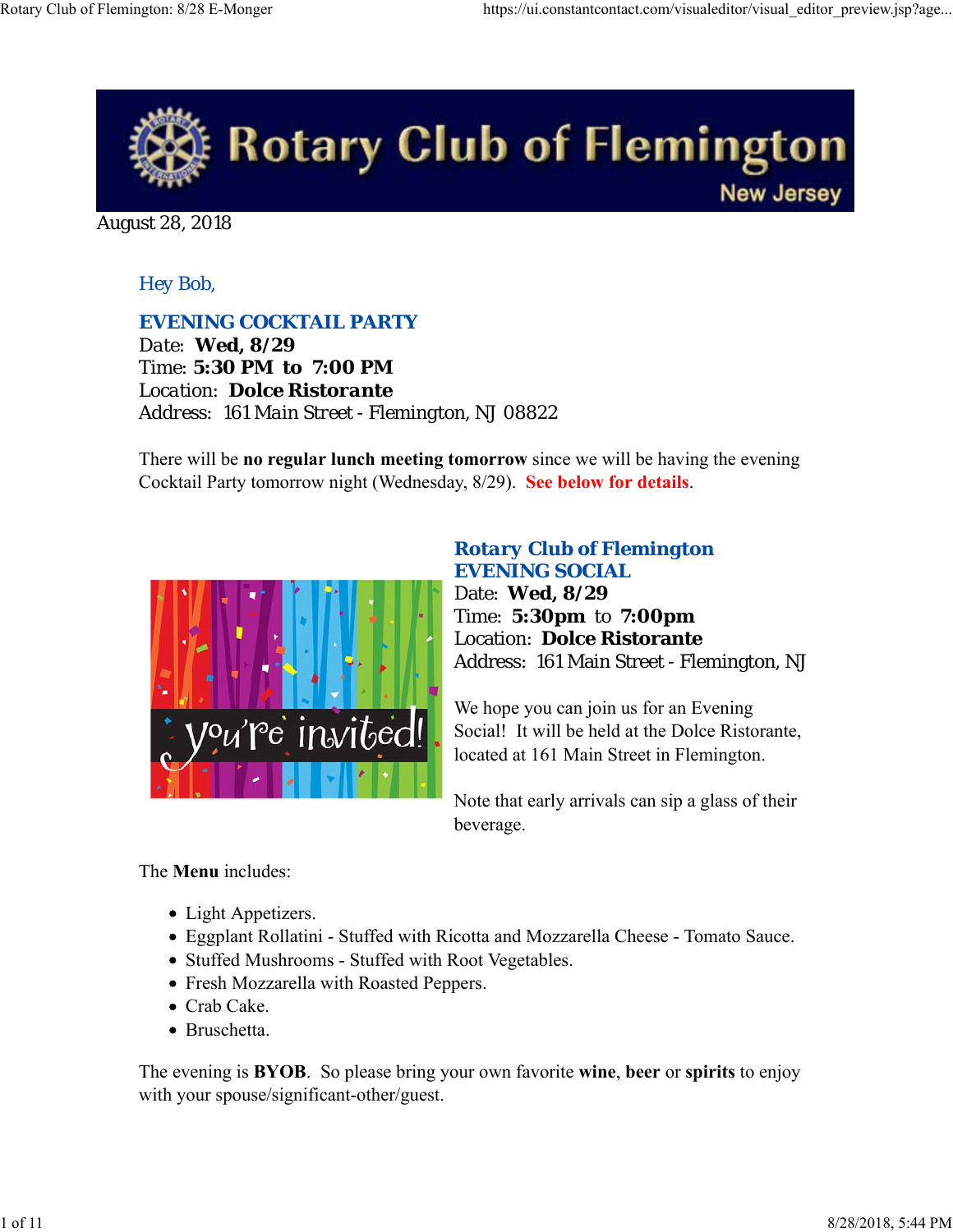# Rotary Club of Flemington

New Jersey

August 28, 2018

Hey Bob,

## EVENING COCKTAIL PARTY

Date: **Wed, 8/29**
Time: **5:30 PM to 7:00 PM**
Location: **Dolce Ristorante**
Address: 161 Main Street - Flemington, NJ 08822

There will be **no regular lunch meeting tomorrow** since we will be having the evening Cocktail Party tomorrow night (Wednesday, 8/29). **See below for details**.

## Rotary Club of Flemington EVENING SOCIAL

Date: **Wed, 8/29**
Time: **5:30pm to 7:00pm**
Location: **Dolce Ristorante**
Address: 161 Main Street - Flemington, NJ

We hope you can join us for an Evening Social! It will be held at the Dolce Ristorante, located at 161 Main Street in Flemington.

Note that early arrivals can sip a glass of their beverage.

The **Menu** includes:

- Light Appetizers.
- Eggplant Rollatini - Stuffed with Ricotta and Mozzarella Cheese - Tomato Sauce.
- Stuffed Mushrooms - Stuffed with Root Vegetables.
- Fresh Mozzarella with Roasted Peppers.
- Crab Cake.
- Bruschetta.

The evening is **BYOB**. So please bring your own favorite **wine**, **beer** or **spirits** to enjoy with your spouse/significant-other/guest.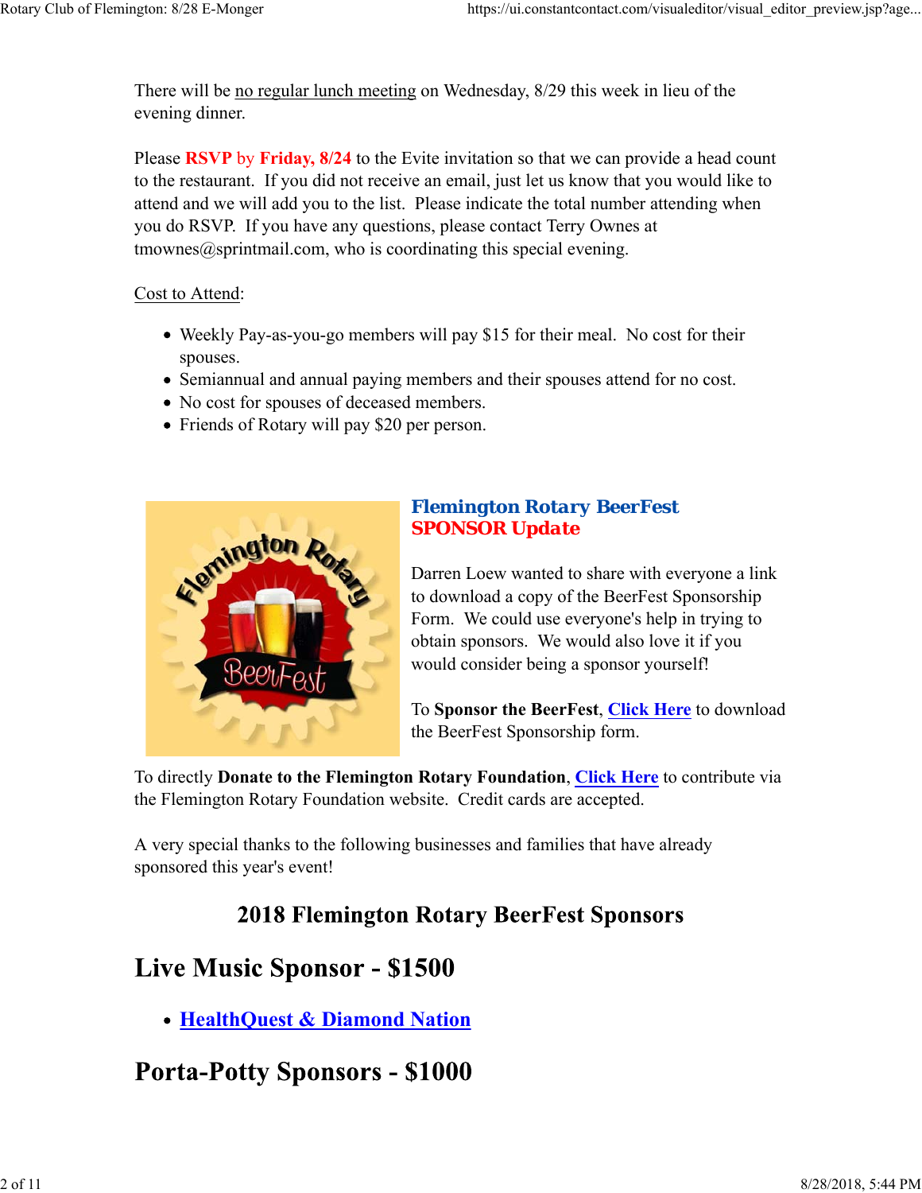There will be no regular lunch meeting on Wednesday, 8/29 this week in lieu of the evening dinner.

Please **RSVP** by **Friday, 8/24** to the Evite invitation so that we can provide a head count to the restaurant. If you did not receive an email, just let us know that you would like to attend and we will add you to the list. Please indicate the total number attending when you do RSVP. If you have any questions, please contact Terry Ownes at tmownes@sprintmail.com, who is coordinating this special evening.

Cost to Attend:

- Weekly Pay-as-you-go members will pay $15 for their meal. No cost for their spouses.
- Semiannual and annual paying members and their spouses attend for no cost.
- No cost for spouses of deceased members.
- Friends of Rotary will pay $20 per person.

**Flemington Rotary BeerFest**
**SPONSOR Update**

Darren Loew wanted to share with everyone a link to download a copy of the BeerFest Sponsorship Form. We could use everyone's help in trying to obtain sponsors. We would also love it if you would consider being a sponsor yourself!

To **Sponsor the BeerFest**, **Click Here** to download the BeerFest Sponsorship form.

To directly **Donate to the Flemington Rotary Foundation**, **Click Here** to contribute via the Flemington Rotary Foundation website. Credit cards are accepted.

A very special thanks to the following businesses and families that have already sponsored this year's event!

## 2018 Flemington Rotary BeerFest Sponsors

# Live Music Sponsor - $1500

- **HealthQuest & Diamond Nation**

# Porta-Potty Sponsors - $1000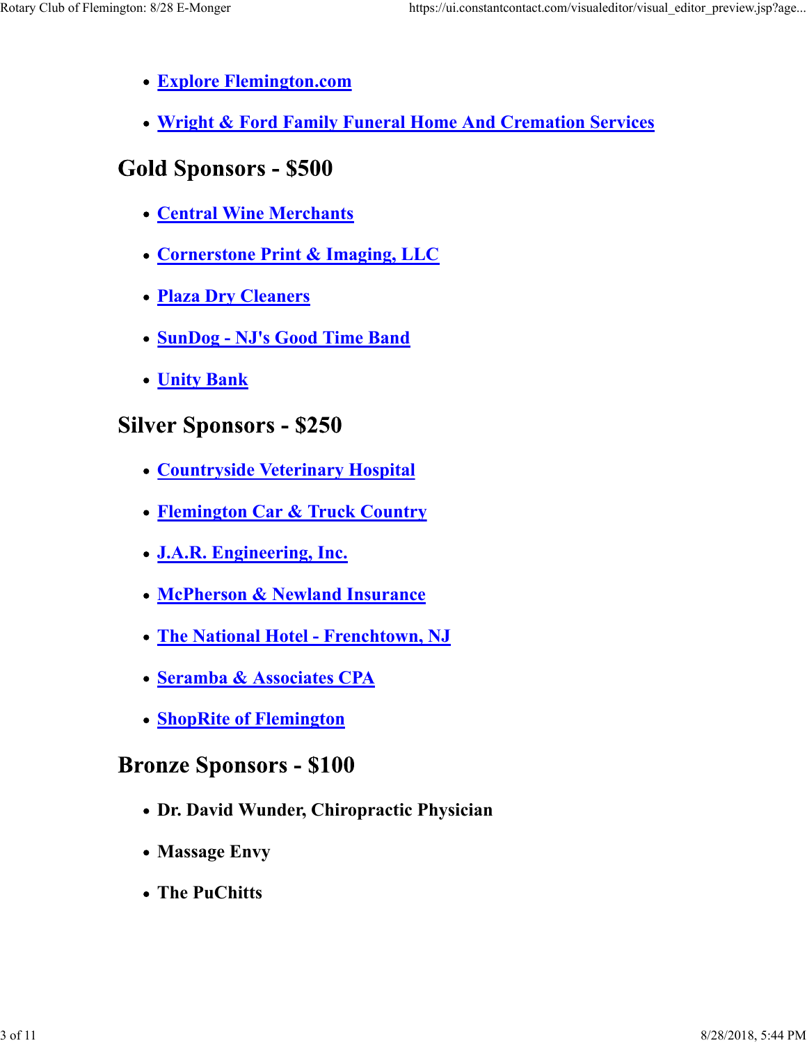- [Explore Flemington.com]
- [Wright & Ford Family Funeral Home And Cremation Services]

## Gold Sponsors - $500

- [Central Wine Merchants]
- [Cornerstone Print & Imaging, LLC]
- [Plaza Dry Cleaners]
- [SunDog - NJ's Good Time Band]
- [Unity Bank]

## Silver Sponsors - $250

- [Countryside Veterinary Hospital]
- [Flemington Car & Truck Country]
- [J.A.R. Engineering, Inc.]
- [McPherson & Newland Insurance]
- [The National Hotel - Frenchtown, NJ]
- [Seramba & Associates CPA]
- [ShopRite of Flemington]

## Bronze Sponsors - $100

- **Dr. David Wunder, Chiropractic Physician**
- **Massage Envy**
- **The PuChitts**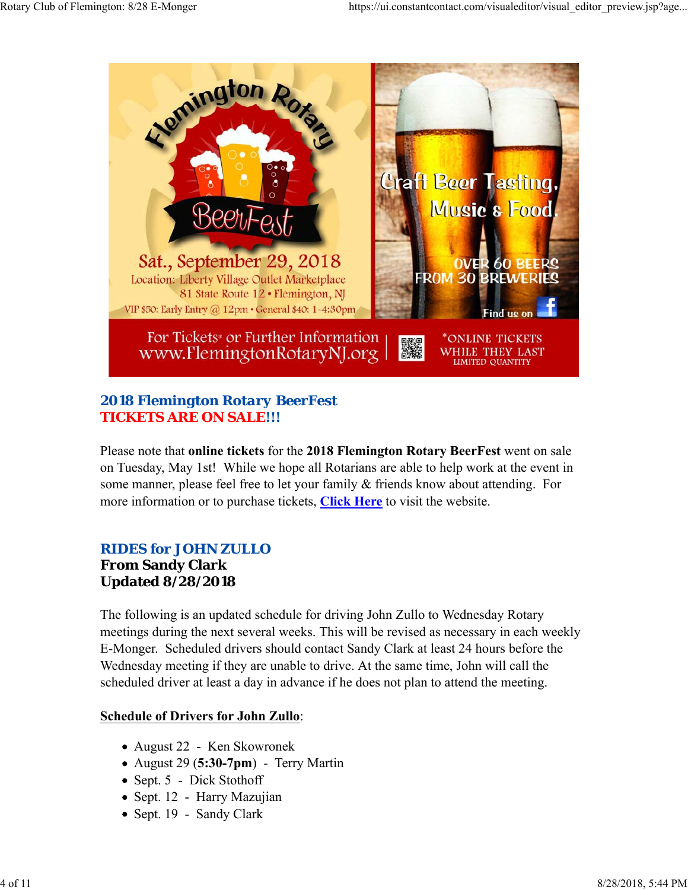## 2018 Flemington Rotary BeerFest
**TICKETS ARE ON SALE!!!**

Please note that **online tickets** for the **2018 Flemington Rotary BeerFest** went on sale on Tuesday, May 1st! While we hope all Rotarians are able to help work at the event in some manner, please feel free to let your family & friends know about attending. For more information or to purchase tickets, **Click Here** to visit the website.

## RIDES for JOHN ZULLO
**From Sandy Clark**
**Updated 8/28/2018**

The following is an updated schedule for driving John Zullo to Wednesday Rotary meetings during the next several weeks. This will be revised as necessary in each weekly E-Monger. Scheduled drivers should contact Sandy Clark at least 24 hours before the Wednesday meeting if they are unable to drive. At the same time, John will call the scheduled driver at least a day in advance if he does not plan to attend the meeting.

**Schedule of Drivers for John Zullo**:

- August 22 - Ken Skowronek
- August 29 (**5:30-7pm**) - Terry Martin
- Sept. 5 - Dick Stothoff
- Sept. 12 - Harry Mazujian
- Sept. 19 - Sandy Clark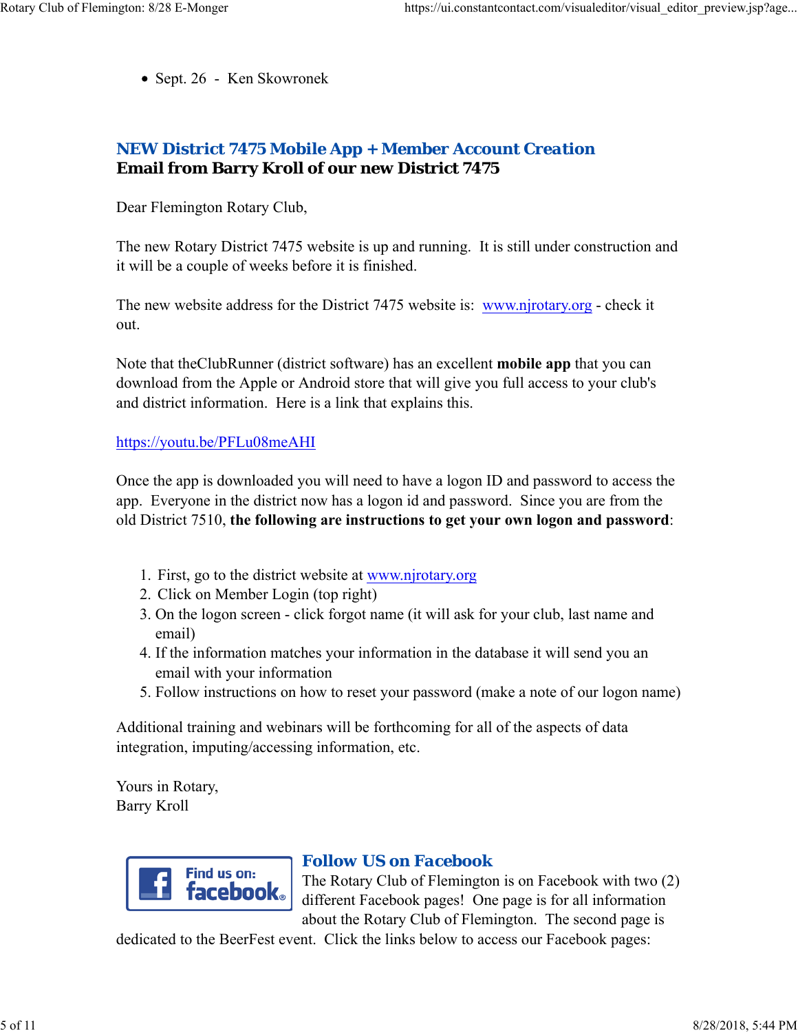- Sept. 26 - Ken Skowronek

## NEW District 7475 Mobile App + Member Account Creation

**Email from Barry Kroll of our new District 7475**

Dear Flemington Rotary Club,

The new Rotary District 7475 website is up and running. It is still under construction and it will be a couple of weeks before it is finished.

The new website address for the District 7475 website is: www.njrotary.org - check it out.

Note that theClubRunner (district software) has an excellent **mobile app** that you can download from the Apple or Android store that will give you full access to your club's and district information. Here is a link that explains this.

https://youtu.be/PFLu08meAHI

Once the app is downloaded you will need to have a logon ID and password to access the app. Everyone in the district now has a logon id and password. Since you are from the old District 7510, **the following are instructions to get your own logon and password**:

1. First, go to the district website at www.njrotary.org
2. Click on Member Login (top right)
3. On the logon screen - click forgot name (it will ask for your club, last name and email)
4. If the information matches your information in the database it will send you an email with your information
5. Follow instructions on how to reset your password (make a note of our logon name)

Additional training and webinars will be forthcoming for all of the aspects of data integration, imputing/accessing information, etc.

Yours in Rotary,
Barry Kroll

## Follow US on Facebook

The Rotary Club of Flemington is on Facebook with two (2) different Facebook pages! One page is for all information about the Rotary Club of Flemington. The second page is dedicated to the BeerFest event. Click the links below to access our Facebook pages: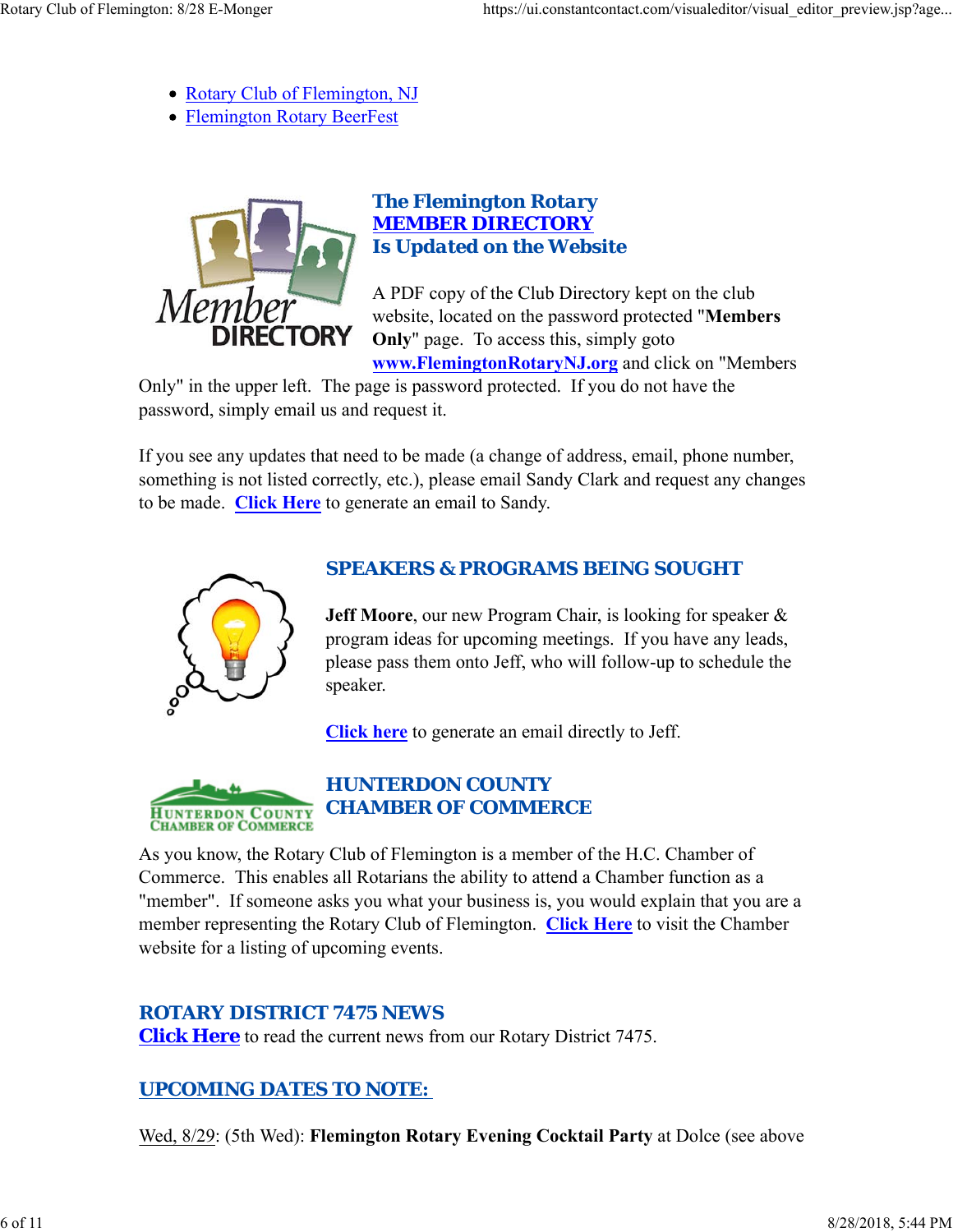- Rotary Club of Flemington, NJ
- Flemington Rotary BeerFest

## The Flemington Rotary MEMBER DIRECTORY Is Updated on the Website

A PDF copy of the Club Directory kept on the club website, located on the password protected "**Members Only**" page. To access this, simply goto **www.FlemingtonRotaryNJ.org** and click on "Members Only" in the upper left. The page is password protected. If you do not have the password, simply email us and request it.

If you see any updates that need to be made (a change of address, email, phone number, something is not listed correctly, etc.), please email Sandy Clark and request any changes to be made. **Click Here** to generate an email to Sandy.

## SPEAKERS & PROGRAMS BEING SOUGHT

**Jeff Moore**, our new Program Chair, is looking for speaker & program ideas for upcoming meetings. If you have any leads, please pass them onto Jeff, who will follow-up to schedule the speaker.

**Click here** to generate an email directly to Jeff.

## HUNTERDON COUNTY CHAMBER OF COMMERCE

As you know, the Rotary Club of Flemington is a member of the H.C. Chamber of Commerce. This enables all Rotarians the ability to attend a Chamber function as a "member". If someone asks you what your business is, you would explain that you are a member representing the Rotary Club of Flemington. **Click Here** to visit the Chamber website for a listing of upcoming events.

## ROTARY DISTRICT 7475 NEWS

**Click Here** to read the current news from our Rotary District 7475.

## UPCOMING DATES TO NOTE:

Wed, 8/29: (5th Wed): **Flemington Rotary Evening Cocktail Party** at Dolce (see above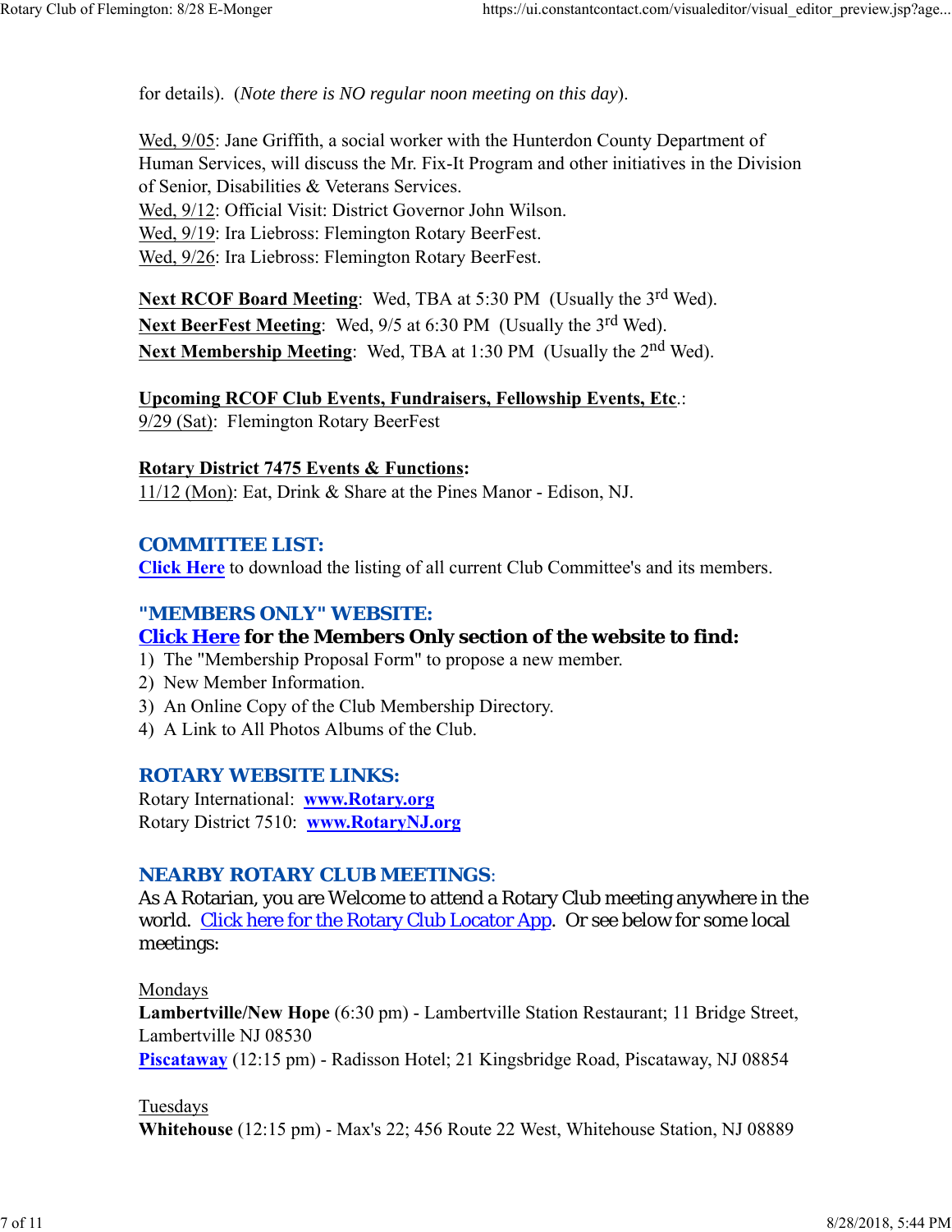for details). (*Note there is NO regular noon meeting on this day*).

Wed, 9/05: Jane Griffith, a social worker with the Hunterdon County Department of Human Services, will discuss the Mr. Fix-It Program and other initiatives in the Division of Senior, Disabilities & Veterans Services.
Wed, 9/12: Official Visit: District Governor John Wilson.
Wed, 9/19: Ira Liebross: Flemington Rotary BeerFest.
Wed, 9/26: Ira Liebross: Flemington Rotary BeerFest.

**Next RCOF Board Meeting**: Wed, TBA at 5:30 PM (Usually the 3rd Wed).
**Next BeerFest Meeting**: Wed, 9/5 at 6:30 PM (Usually the 3rd Wed).
**Next Membership Meeting**: Wed, TBA at 1:30 PM (Usually the 2nd Wed).

**Upcoming RCOF Club Events, Fundraisers, Fellowship Events, Etc**.:
9/29 (Sat): Flemington Rotary BeerFest

**Rotary District 7475 Events & Functions:**
11/12 (Mon): Eat, Drink & Share at the Pines Manor - Edison, NJ.

## COMMITTEE LIST:

**Click Here** to download the listing of all current Club Committee's and its members.

## "MEMBERS ONLY" WEBSITE:

**Click Here for the Members Only section of the website to find:**

1) The "Membership Proposal Form" to propose a new member.
2) New Member Information.
3) An Online Copy of the Club Membership Directory.
4) A Link to All Photos Albums of the Club.

## ROTARY WEBSITE LINKS:

Rotary International: **www.Rotary.org**
Rotary District 7510: **www.RotaryNJ.org**

## NEARBY ROTARY CLUB MEETINGS:

As A Rotarian, you are Welcome to attend a Rotary Club meeting anywhere in the world. Click here for the Rotary Club Locator App. Or see below for some local meetings:

Mondays
**Lambertville/New Hope** (6:30 pm) - Lambertville Station Restaurant; 11 Bridge Street, Lambertville NJ 08530
**Piscataway** (12:15 pm) - Radisson Hotel; 21 Kingsbridge Road, Piscataway, NJ 08854

Tuesdays
**Whitehouse** (12:15 pm) - Max's 22; 456 Route 22 West, Whitehouse Station, NJ 08889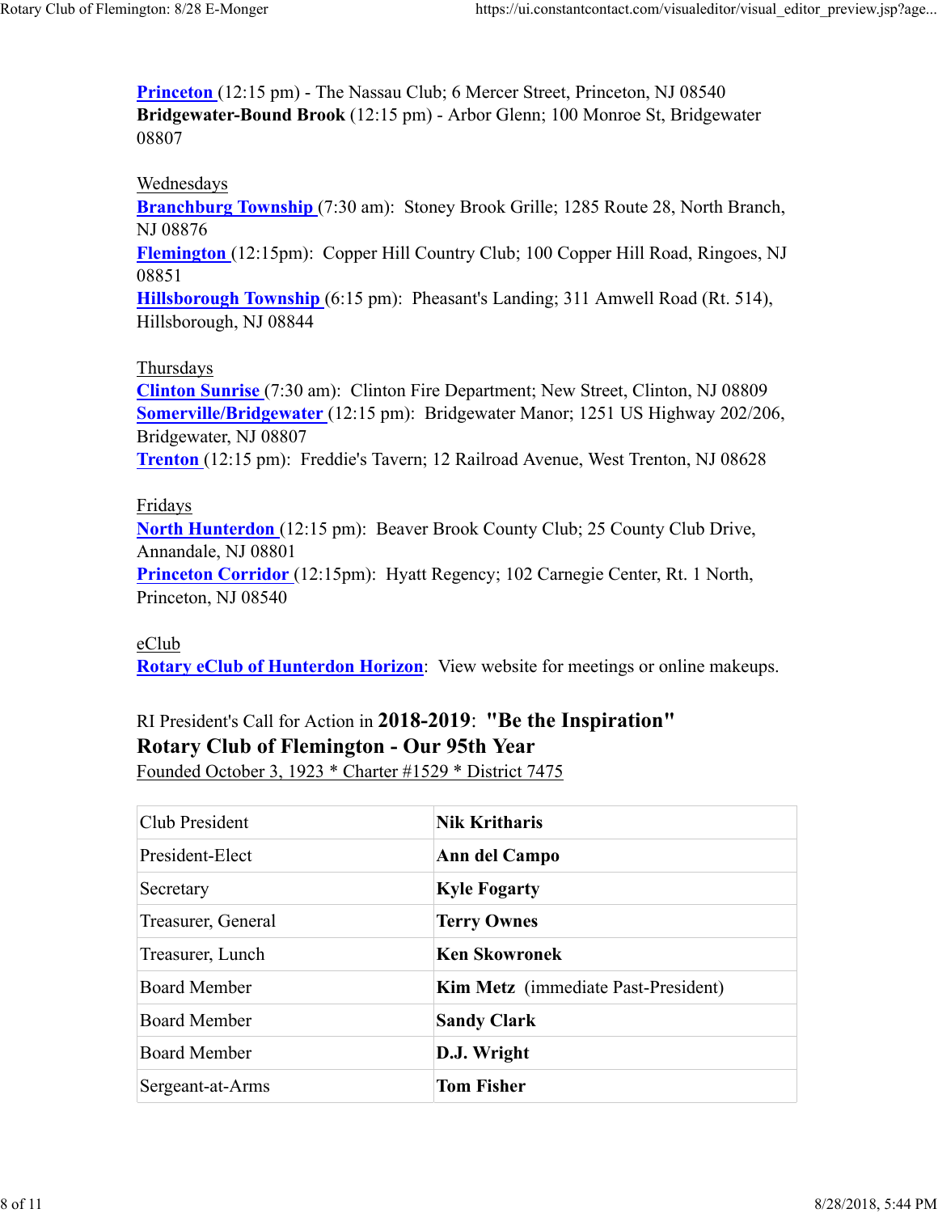**Princeton** (12:15 pm) - The Nassau Club; 6 Mercer Street, Princeton, NJ 08540
**Bridgewater-Bound Brook** (12:15 pm) - Arbor Glenn; 100 Monroe St, Bridgewater 08807

Wednesdays
**Branchburg Township** (7:30 am): Stoney Brook Grille; 1285 Route 28, North Branch, NJ 08876
**Flemington** (12:15pm): Copper Hill Country Club; 100 Copper Hill Road, Ringoes, NJ 08851
**Hillsborough Township** (6:15 pm): Pheasant's Landing; 311 Amwell Road (Rt. 514), Hillsborough, NJ 08844

Thursdays
**Clinton Sunrise** (7:30 am): Clinton Fire Department; New Street, Clinton, NJ 08809
**Somerville/Bridgewater** (12:15 pm): Bridgewater Manor; 1251 US Highway 202/206, Bridgewater, NJ 08807
**Trenton** (12:15 pm): Freddie's Tavern; 12 Railroad Avenue, West Trenton, NJ 08628

Fridays
**North Hunterdon** (12:15 pm): Beaver Brook County Club; 25 County Club Drive, Annandale, NJ 08801
**Princeton Corridor** (12:15pm): Hyatt Regency; 102 Carnegie Center, Rt. 1 North, Princeton, NJ 08540

eClub
**Rotary eClub of Hunterdon Horizon**: View website for meetings or online makeups.

RI President's Call for Action in **2018-2019**: **"Be the Inspiration"**
**Rotary Club of Flemington - Our 95th Year**
Founded October 3, 1923 * Charter #1529 * District 7475

| | |
|---|---|
| Club President | **Nik Kritharis** |
| President-Elect | **Ann del Campo** |
| Secretary | **Kyle Fogarty** |
| Treasurer, General | **Terry Ownes** |
| Treasurer, Lunch | **Ken Skowronek** |
| Board Member | **Kim Metz** (immediate Past-President) |
| Board Member | **Sandy Clark** |
| Board Member | **D.J. Wright** |
| Sergeant-at-Arms | **Tom Fisher** |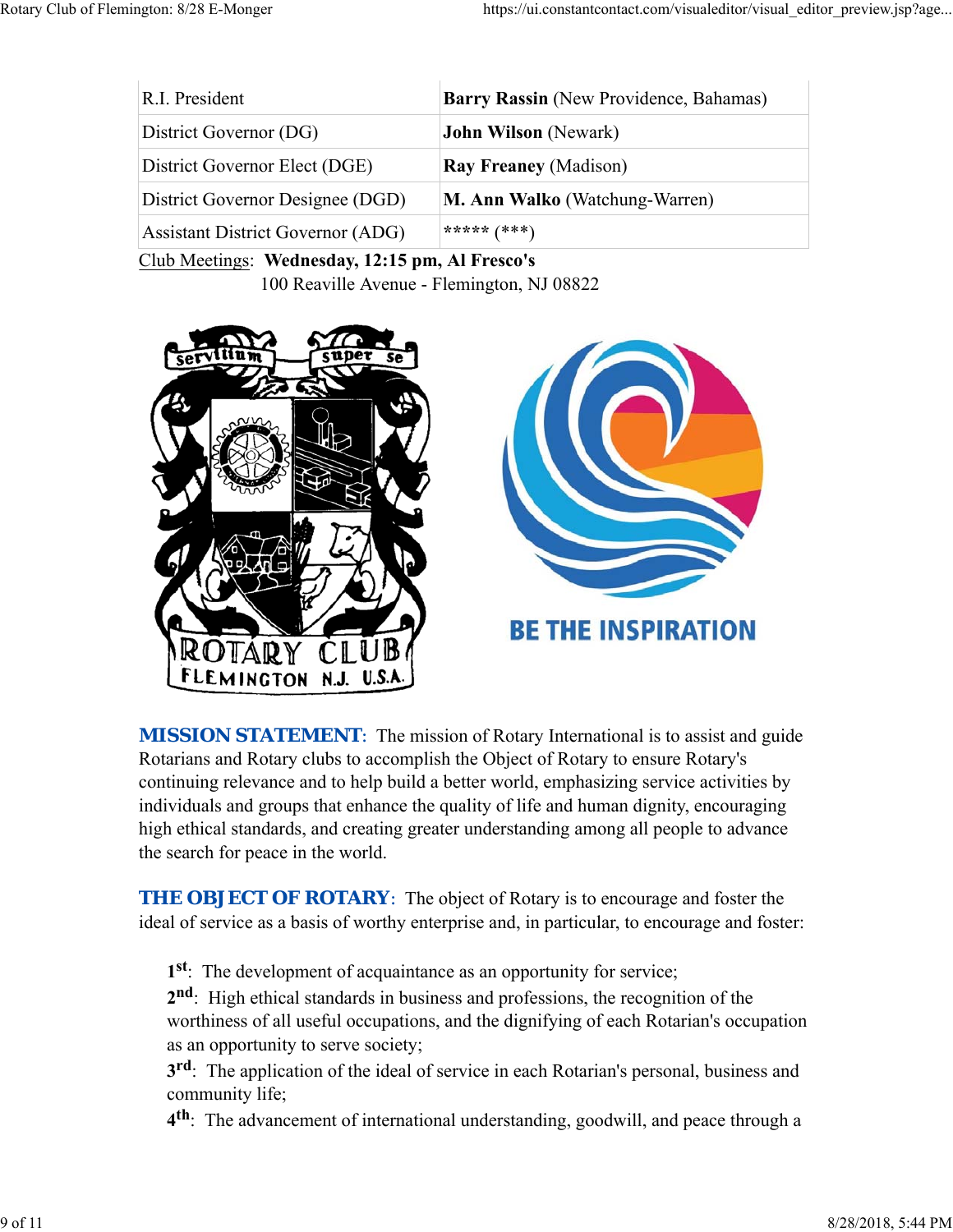| | |
|---|---|
| R.I. President | **Barry Rassin** (New Providence, Bahamas) |
| District Governor (DG) | **John Wilson** (Newark) |
| District Governor Elect (DGE) | **Ray Freaney** (Madison) |
| District Governor Designee (DGD) | **M. Ann Walko** (Watchung-Warren) |
| Assistant District Governor (ADG) | ***** (***) |

Club Meetings: **Wednesday, 12:15 pm, Al Fresco's**
100 Reaville Avenue - Flemington, NJ 08822

**MISSION STATEMENT**: The mission of Rotary International is to assist and guide Rotarians and Rotary clubs to accomplish the Object of Rotary to ensure Rotary's continuing relevance and to help build a better world, emphasizing service activities by individuals and groups that enhance the quality of life and human dignity, encouraging high ethical standards, and creating greater understanding among all people to advance the search for peace in the world.

**THE OBJECT OF ROTARY**: The object of Rotary is to encourage and foster the ideal of service as a basis of worthy enterprise and, in particular, to encourage and foster:

**1st**: The development of acquaintance as an opportunity for service;
**2nd**: High ethical standards in business and professions, the recognition of the worthiness of all useful occupations, and the dignifying of each Rotarian's occupation as an opportunity to serve society;
**3rd**: The application of the ideal of service in each Rotarian's personal, business and community life;
**4th**: The advancement of international understanding, goodwill, and peace through a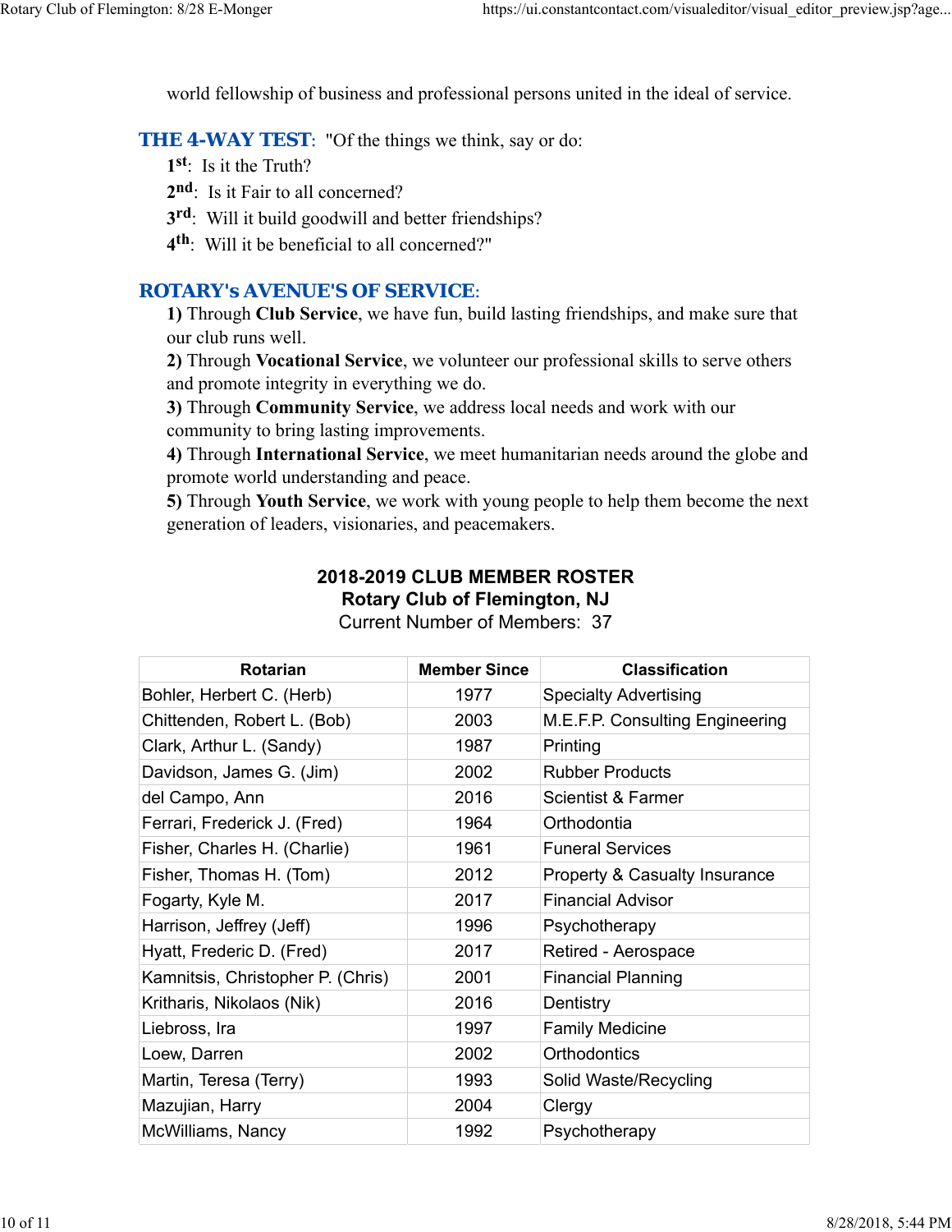world fellowship of business and professional persons united in the ideal of service.

**THE 4-WAY TEST**: "Of the things we think, say or do:

**1st**: Is it the Truth?
**2nd**: Is it Fair to all concerned?
**3rd**: Will it build goodwill and better friendships?
**4th**: Will it be beneficial to all concerned?"

**ROTARY's AVENUE'S OF SERVICE**:

**1)** Through **Club Service**, we have fun, build lasting friendships, and make sure that our club runs well.
**2)** Through **Vocational Service**, we volunteer our professional skills to serve others and promote integrity in everything we do.
**3)** Through **Community Service**, we address local needs and work with our community to bring lasting improvements.
**4)** Through **International Service**, we meet humanitarian needs around the globe and promote world understanding and peace.
**5)** Through **Youth Service**, we work with young people to help them become the next generation of leaders, visionaries, and peacemakers.

**2018-2019 CLUB MEMBER ROSTER**
**Rotary Club of Flemington, NJ**
Current Number of Members: 37

| Rotarian | Member Since | Classification |
|---|---|---|
| Bohler, Herbert C. (Herb) | 1977 | Specialty Advertising |
| Chittenden, Robert L. (Bob) | 2003 | M.E.F.P. Consulting Engineering |
| Clark, Arthur L. (Sandy) | 1987 | Printing |
| Davidson, James G. (Jim) | 2002 | Rubber Products |
| del Campo, Ann | 2016 | Scientist & Farmer |
| Ferrari, Frederick J. (Fred) | 1964 | Orthodontia |
| Fisher, Charles H. (Charlie) | 1961 | Funeral Services |
| Fisher, Thomas H. (Tom) | 2012 | Property & Casualty Insurance |
| Fogarty, Kyle M. | 2017 | Financial Advisor |
| Harrison, Jeffrey (Jeff) | 1996 | Psychotherapy |
| Hyatt, Frederic D. (Fred) | 2017 | Retired - Aerospace |
| Kamnitsis, Christopher P. (Chris) | 2001 | Financial Planning |
| Kritharis, Nikolaos (Nik) | 2016 | Dentistry |
| Liebross, Ira | 1997 | Family Medicine |
| Loew, Darren | 2002 | Orthodontics |
| Martin, Teresa (Terry) | 1993 | Solid Waste/Recycling |
| Mazujian, Harry | 2004 | Clergy |
| McWilliams, Nancy | 1992 | Psychotherapy |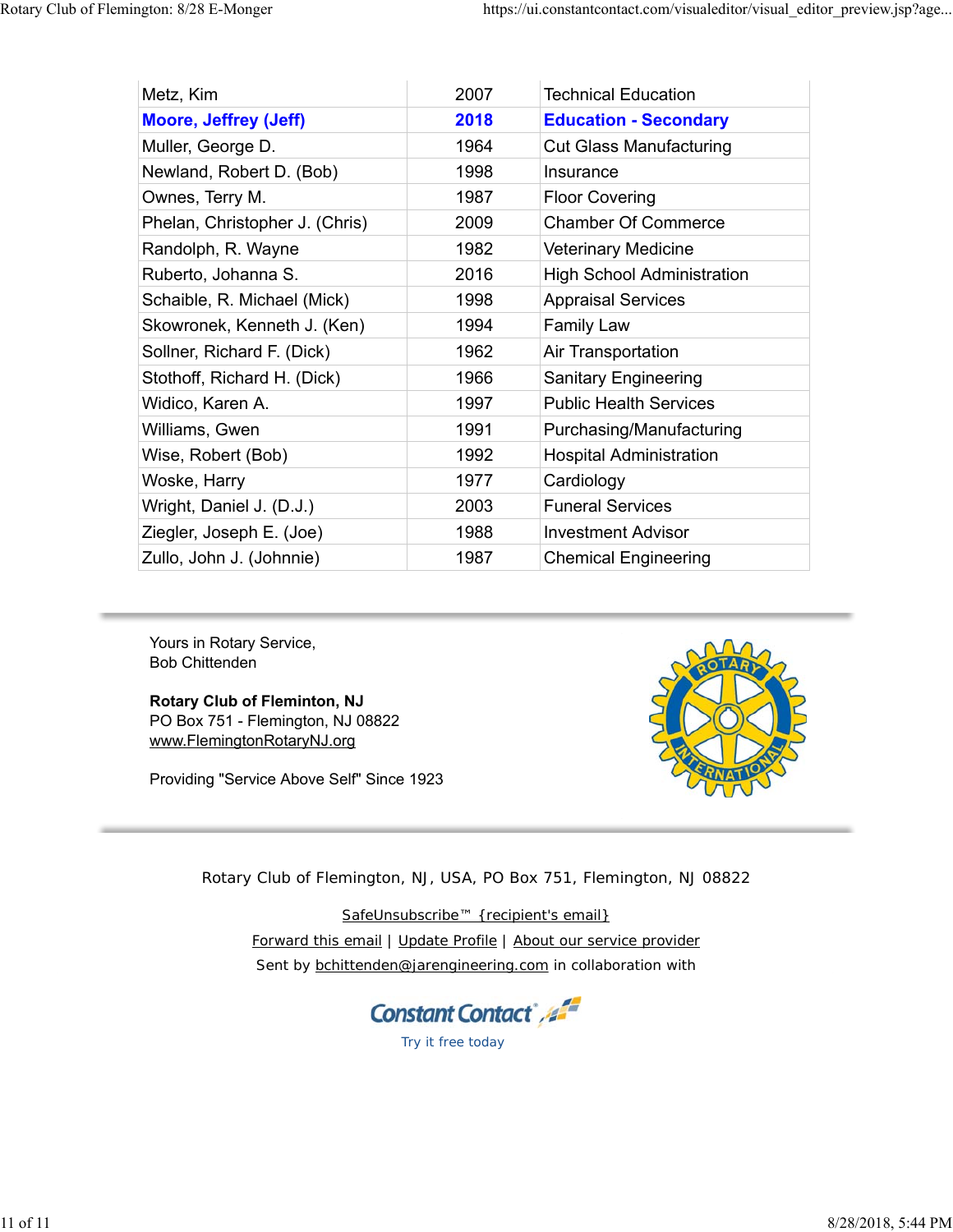| | | |
|---|---|---|
| Metz, Kim | 2007 | Technical Education |
| **Moore, Jeffrey (Jeff)** | **2018** | **Education - Secondary** |
| Muller, George D. | 1964 | Cut Glass Manufacturing |
| Newland, Robert D. (Bob) | 1998 | Insurance |
| Ownes, Terry M. | 1987 | Floor Covering |
| Phelan, Christopher J. (Chris) | 2009 | Chamber Of Commerce |
| Randolph, R. Wayne | 1982 | Veterinary Medicine |
| Ruberto, Johanna S. | 2016 | High School Administration |
| Schaible, R. Michael (Mick) | 1998 | Appraisal Services |
| Skowronek, Kenneth J. (Ken) | 1994 | Family Law |
| Sollner, Richard F. (Dick) | 1962 | Air Transportation |
| Stothoff, Richard H. (Dick) | 1966 | Sanitary Engineering |
| Widico, Karen A. | 1997 | Public Health Services |
| Williams, Gwen | 1991 | Purchasing/Manufacturing |
| Wise, Robert (Bob) | 1992 | Hospital Administration |
| Woske, Harry | 1977 | Cardiology |
| Wright, Daniel J. (D.J.) | 2003 | Funeral Services |
| Ziegler, Joseph E. (Joe) | 1988 | Investment Advisor |
| Zullo, John J. (Johnnie) | 1987 | Chemical Engineering |

---

Yours in Rotary Service,
Bob Chittenden

**Rotary Club of Fleminton, NJ**
PO Box 751 - Flemington, NJ 08822
www.FlemingtonRotaryNJ.org

Providing "Service Above Self" Since 1923

---

Rotary Club of Flemington, NJ, USA, PO Box 751, Flemington, NJ 08822

SafeUnsubscribe™ {recipient's email}

Forward this email | Update Profile | About our service provider

Sent by bchittenden@jarengineering.com in collaboration with

Constant Contact

Try it free today